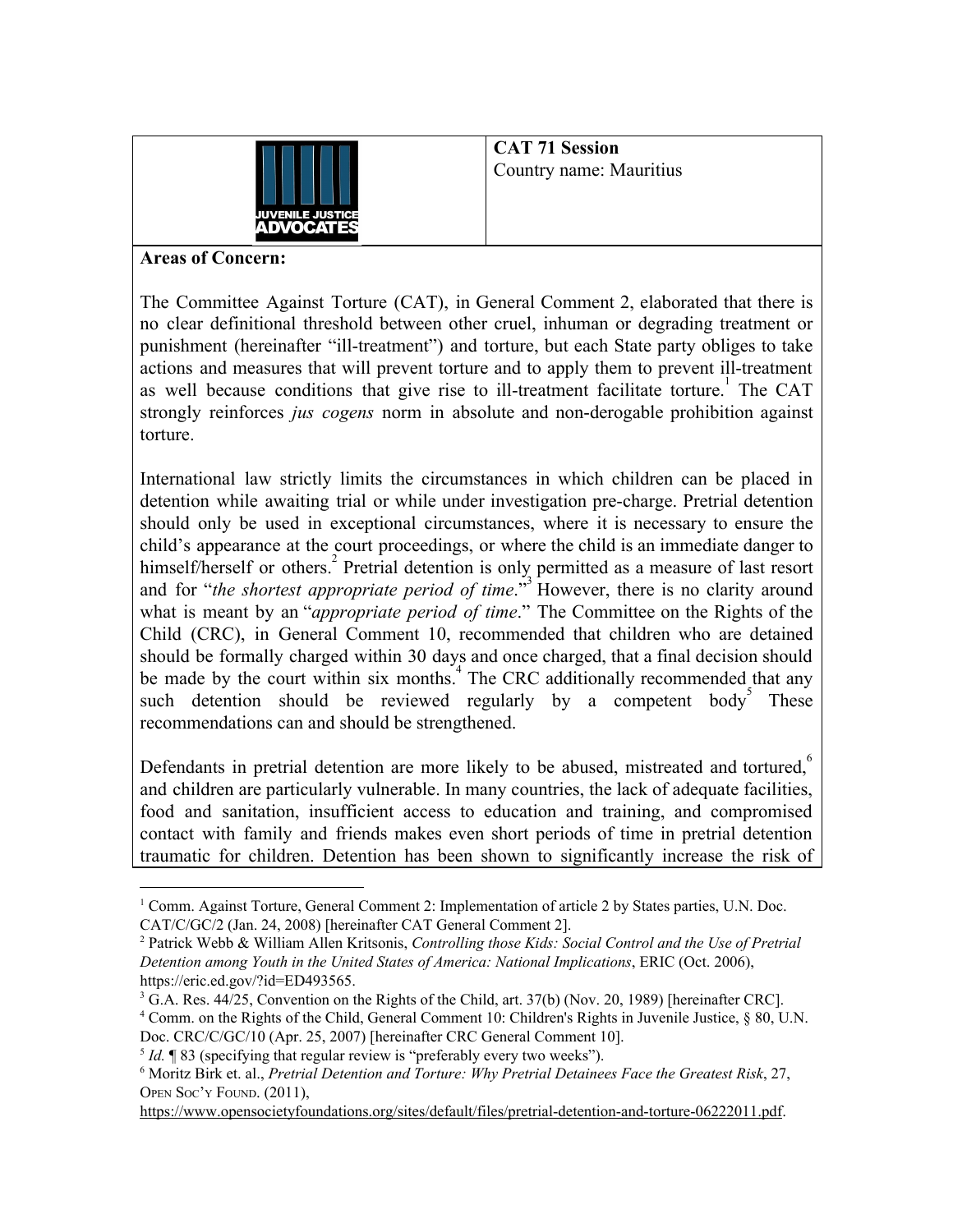**CAT 71 Session**
Country name: Mauritius

**Areas of Concern:**

The Committee Against Torture (CAT), in General Comment 2, elaborated that there is no clear definitional threshold between other cruel, inhuman or degrading treatment or punishment (hereinafter "ill-treatment") and torture, but each State party obliges to take actions and measures that will prevent torture and to apply them to prevent ill-treatment as well because conditions that give rise to ill-treatment facilitate torture.[1] The CAT strongly reinforces *jus cogens* norm in absolute and non-derogable prohibition against torture.

International law strictly limits the circumstances in which children can be placed in detention while awaiting trial or while under investigation pre-charge. Pretrial detention should only be used in exceptional circumstances, where it is necessary to ensure the child's appearance at the court proceedings, or where the child is an immediate danger to himself/herself or others.[2] Pretrial detention is only permitted as a measure of last resort and for "*the shortest appropriate period of time*."[3] However, there is no clarity around what is meant by an "*appropriate period of time*." The Committee on the Rights of the Child (CRC), in General Comment 10, recommended that children who are detained should be formally charged within 30 days and once charged, that a final decision should be made by the court within six months.[4] The CRC additionally recommended that any such detention should be reviewed regularly by a competent body[5] These recommendations can and should be strengthened.

Defendants in pretrial detention are more likely to be abused, mistreated and tortured,[6] and children are particularly vulnerable. In many countries, the lack of adequate facilities, food and sanitation, insufficient access to education and training, and compromised contact with family and friends makes even short periods of time in pretrial detention traumatic for children. Detention has been shown to significantly increase the risk of

---

[1] Comm. Against Torture, General Comment 2: Implementation of article 2 by States parties, U.N. Doc. CAT/C/GC/2 (Jan. 24, 2008) [hereinafter CAT General Comment 2].

[2] Patrick Webb & William Allen Kritsonis, *Controlling those Kids: Social Control and the Use of Pretrial Detention among Youth in the United States of America: National Implications*, ERIC (Oct. 2006), https://eric.ed.gov/?id=ED493565.

[3] G.A. Res. 44/25, Convention on the Rights of the Child, art. 37(b) (Nov. 20, 1989) [hereinafter CRC].

[4] Comm. on the Rights of the Child, General Comment 10: Children's Rights in Juvenile Justice, § 80, U.N. Doc. CRC/C/GC/10 (Apr. 25, 2007) [hereinafter CRC General Comment 10].

[5] *Id.* ¶ 83 (specifying that regular review is "preferably every two weeks").

[6] Moritz Birk et. al., *Pretrial Detention and Torture: Why Pretrial Detainees Face the Greatest Risk*, 27, OPEN SOC'Y FOUND. (2011), https://www.opensocietyfoundations.org/sites/default/files/pretrial-detention-and-torture-06222011.pdf.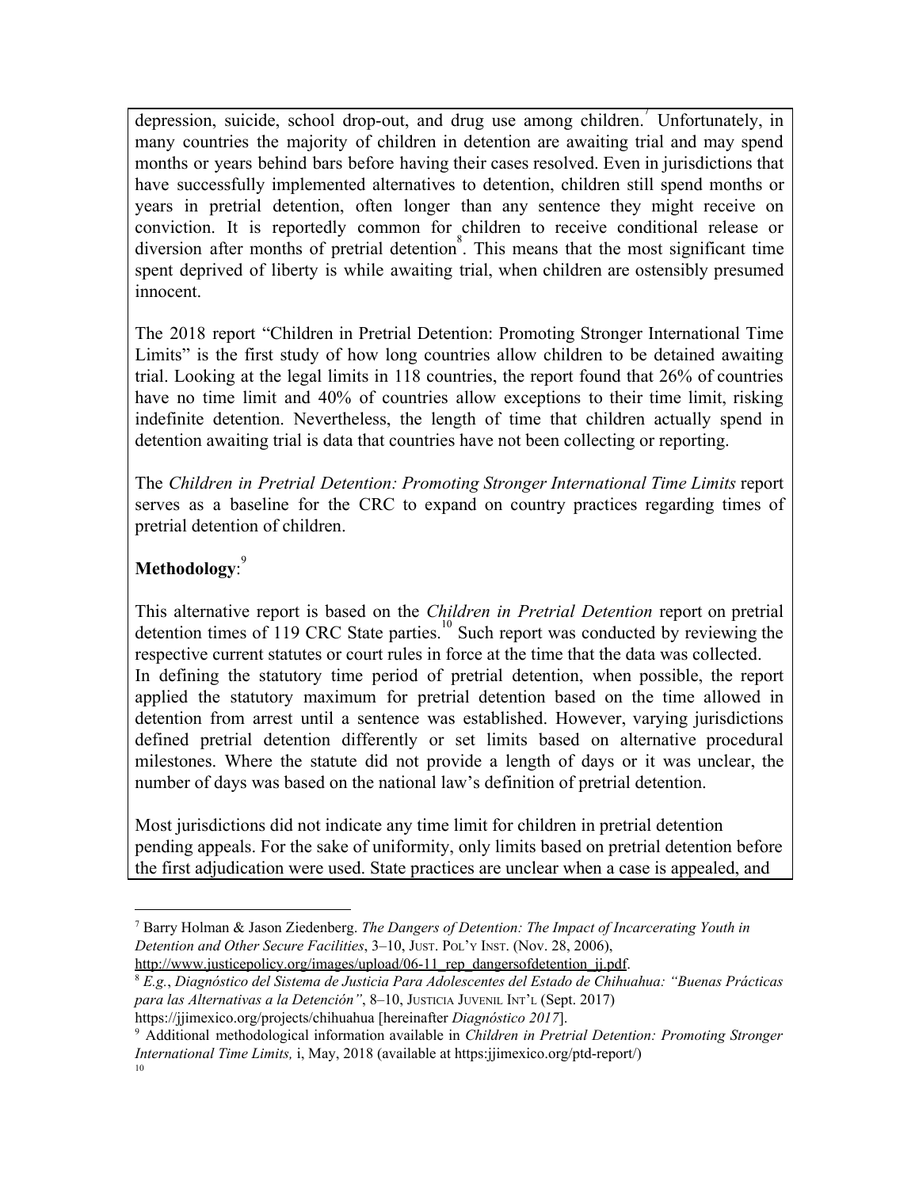depression, suicide, school drop-out, and drug use among children.[7] Unfortunately, in many countries the majority of children in detention are awaiting trial and may spend months or years behind bars before having their cases resolved. Even in jurisdictions that have successfully implemented alternatives to detention, children still spend months or years in pretrial detention, often longer than any sentence they might receive on conviction. It is reportedly common for children to receive conditional release or diversion after months of pretrial detention[8]. This means that the most significant time spent deprived of liberty is while awaiting trial, when children are ostensibly presumed innocent.

The 2018 report "Children in Pretrial Detention: Promoting Stronger International Time Limits" is the first study of how long countries allow children to be detained awaiting trial. Looking at the legal limits in 118 countries, the report found that 26% of countries have no time limit and 40% of countries allow exceptions to their time limit, risking indefinite detention. Nevertheless, the length of time that children actually spend in detention awaiting trial is data that countries have not been collecting or reporting.

The *Children in Pretrial Detention: Promoting Stronger International Time Limits* report serves as a baseline for the CRC to expand on country practices regarding times of pretrial detention of children.

**Methodology**:[9]

This alternative report is based on the *Children in Pretrial Detention* report on pretrial detention times of 119 CRC State parties.[10] Such report was conducted by reviewing the respective current statutes or court rules in force at the time that the data was collected.
In defining the statutory time period of pretrial detention, when possible, the report applied the statutory maximum for pretrial detention based on the time allowed in detention from arrest until a sentence was established. However, varying jurisdictions defined pretrial detention differently or set limits based on alternative procedural milestones. Where the statute did not provide a length of days or it was unclear, the number of days was based on the national law's definition of pretrial detention.

Most jurisdictions did not indicate any time limit for children in pretrial detention pending appeals. For the sake of uniformity, only limits based on pretrial detention before the first adjudication were used. State practices are unclear when a case is appealed, and

---

[7] Barry Holman & Jason Ziedenberg. *The Dangers of Detention: The Impact of Incarcerating Youth in Detention and Other Secure Facilities*, 3–10, Just. Pol'y Inst. (Nov. 28, 2006), http://www.justicepolicy.org/images/upload/06-11_rep_dangersofdetention_jj.pdf.

[8] *E.g.*, *Diagnóstico del Sistema de Justicia Para Adolescentes del Estado de Chihuahua: "Buenas Prácticas para las Alternativas a la Detención"*, 8–10, Justicia Juvenil Int'l (Sept. 2017) https://jjimexico.org/projects/chihuahua [hereinafter *Diagnóstico 2017*].

[9] Additional methodological information available in *Children in Pretrial Detention: Promoting Stronger International Time Limits,* i, May, 2018 (available at https:jjimexico.org/ptd-report/)

[10]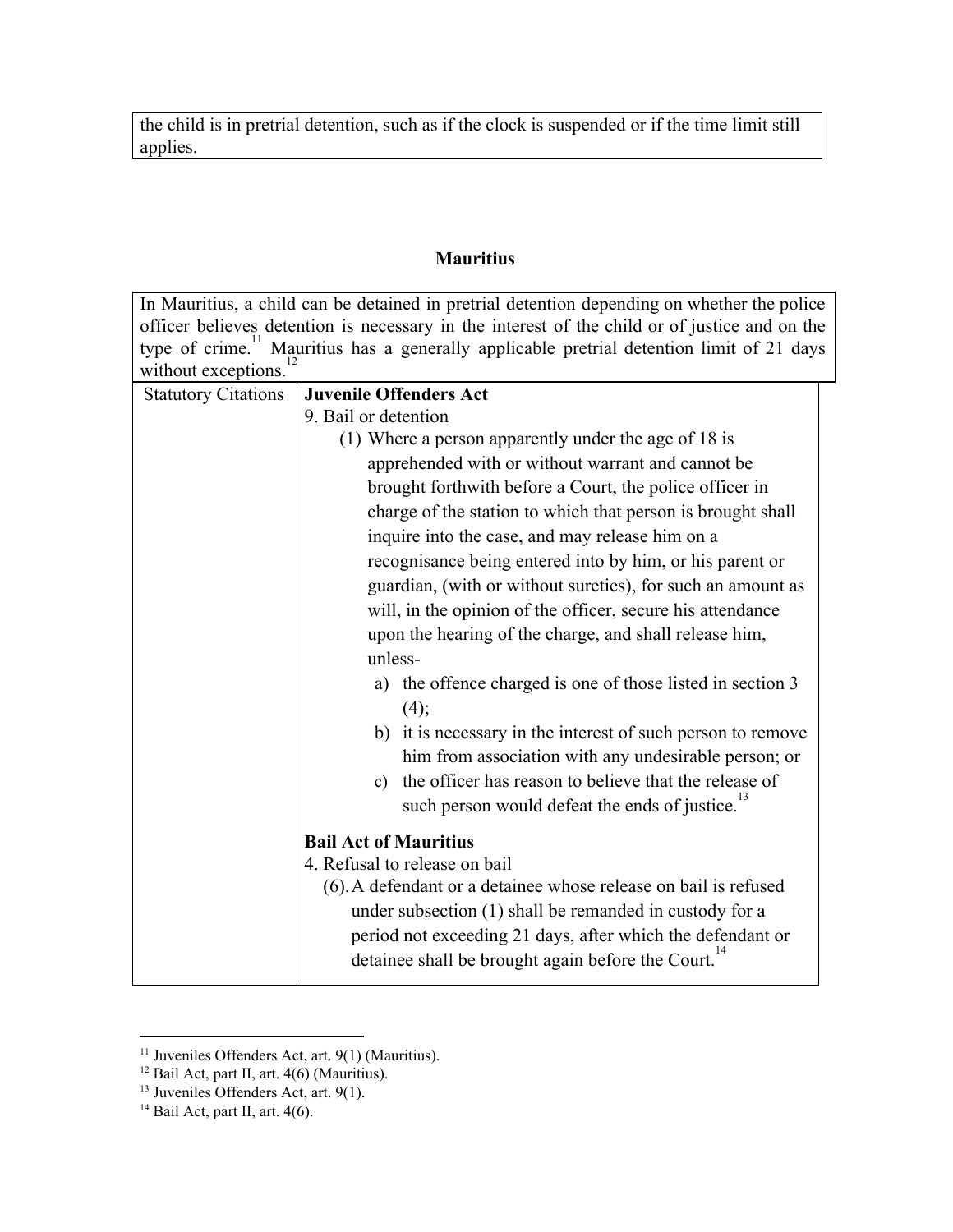the child is in pretrial detention, such as if the clock is suspended or if the time limit still applies.

## Mauritius

In Mauritius, a child can be detained in pretrial detention depending on whether the police officer believes detention is necessary in the interest of the child or of justice and on the type of crime.[11] Mauritius has a generally applicable pretrial detention limit of 21 days without exceptions.[12]

| Statutory Citations | **Juvenile Offenders Act**<br>9. Bail or detention<br>(1) Where a person apparently under the age of 18 is apprehended with or without warrant and cannot be brought forthwith before a Court, the police officer in charge of the station to which that person is brought shall inquire into the case, and may release him on a recognisance being entered into by him, or his parent or guardian, (with or without sureties), for such an amount as will, in the opinion of the officer, secure his attendance upon the hearing of the charge, and shall release him, unless-<br>a) the offence charged is one of those listed in section 3 (4);<br>b) it is necessary in the interest of such person to remove him from association with any undesirable person; or<br>c) the officer has reason to believe that the release of such person would defeat the ends of justice.[13]<br><br>**Bail Act of Mauritius**<br>4. Refusal to release on bail<br>(6). A defendant or a detainee whose release on bail is refused under subsection (1) shall be remanded in custody for a period not exceeding 21 days, after which the defendant or detainee shall be brought again before the Court.[14] |
|---|---|

[11] Juveniles Offenders Act, art. 9(1) (Mauritius).
[12] Bail Act, part II, art. 4(6) (Mauritius).
[13] Juveniles Offenders Act, art. 9(1).
[14] Bail Act, part II, art. 4(6).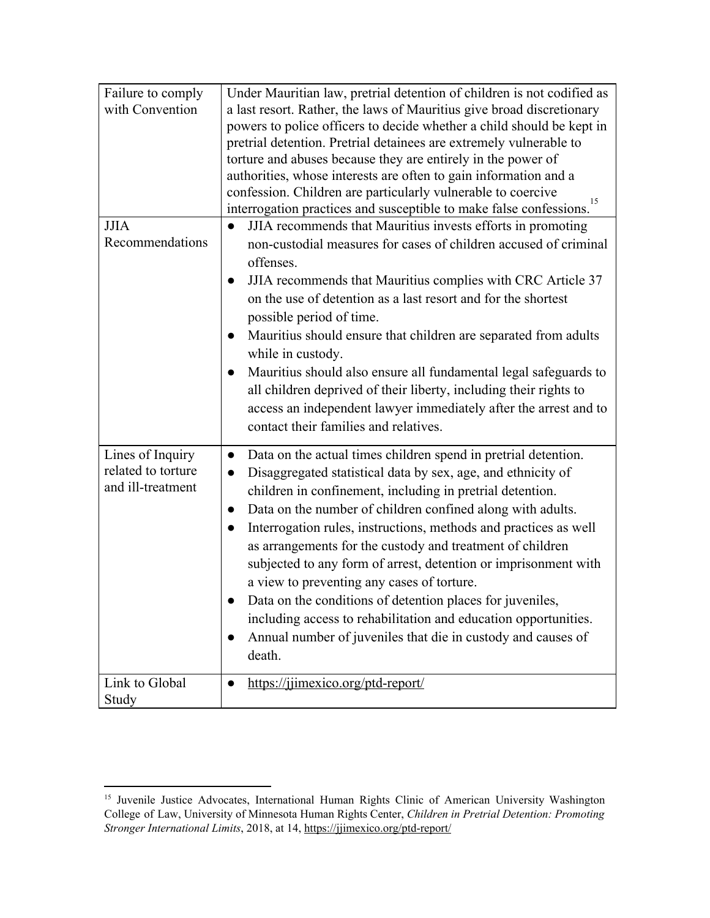| | |
|---|---|
| Failure to comply with Convention | Under Mauritian law, pretrial detention of children is not codified as a last resort. Rather, the laws of Mauritius give broad discretionary powers to police officers to decide whether a child should be kept in pretrial detention. Pretrial detainees are extremely vulnerable to torture and abuses because they are entirely in the power of authorities, whose interests are often to gain information and a confession. Children are particularly vulnerable to coercive interrogation practices and susceptible to make false confessions.[15] |
| JJIA Recommendations | • JJIA recommends that Mauritius invests efforts in promoting non-custodial measures for cases of children accused of criminal offenses.<br>• JJIA recommends that Mauritius complies with CRC Article 37 on the use of detention as a last resort and for the shortest possible period of time.<br>• Mauritius should ensure that children are separated from adults while in custody.<br>• Mauritius should also ensure all fundamental legal safeguards to all children deprived of their liberty, including their rights to access an independent lawyer immediately after the arrest and to contact their families and relatives. |
| Lines of Inquiry related to torture and ill-treatment | • Data on the actual times children spend in pretrial detention.<br>• Disaggregated statistical data by sex, age, and ethnicity of children in confinement, including in pretrial detention.<br>• Data on the number of children confined along with adults.<br>• Interrogation rules, instructions, methods and practices as well as arrangements for the custody and treatment of children subjected to any form of arrest, detention or imprisonment with a view to preventing any cases of torture.<br>• Data on the conditions of detention places for juveniles, including access to rehabilitation and education opportunities.<br>• Annual number of juveniles that die in custody and causes of death. |
| Link to Global Study | • https://jjimexico.org/ptd-report/ |

[15] Juvenile Justice Advocates, International Human Rights Clinic of American University Washington College of Law, University of Minnesota Human Rights Center, *Children in Pretrial Detention: Promoting Stronger International Limits*, 2018, at 14, https://jjimexico.org/ptd-report/